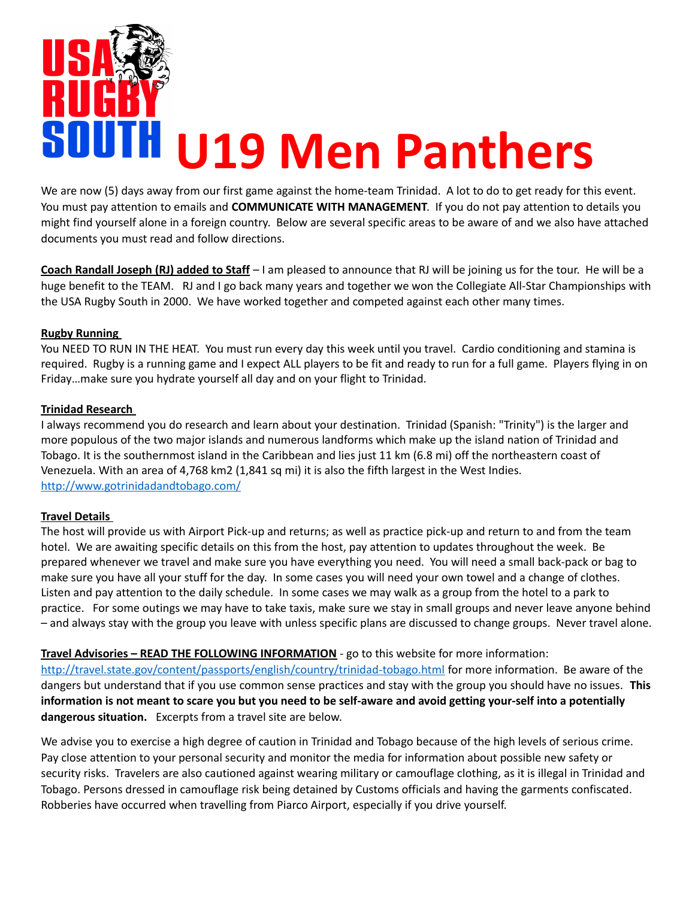# USA RUGBY SOUTH U19 Men Panthers

We are now (5) days away from our first game against the home-team Trinidad. A lot to do to get ready for this event. You must pay attention to emails and **COMMUNICATE WITH MANAGEMENT**. If you do not pay attention to details you might find yourself alone in a foreign country. Below are several specific areas to be aware of and we also have attached documents you must read and follow directions.

**Coach Randall Joseph (RJ) added to Staff** – I am pleased to announce that RJ will be joining us for the tour. He will be a huge benefit to the TEAM. RJ and I go back many years and together we won the Collegiate All-Star Championships with the USA Rugby South in 2000. We have worked together and competed against each other many times.

**Rugby Running**

You NEED TO RUN IN THE HEAT. You must run every day this week until you travel. Cardio conditioning and stamina is required. Rugby is a running game and I expect ALL players to be fit and ready to run for a full game. Players flying in on Friday…make sure you hydrate yourself all day and on your flight to Trinidad.

**Trinidad Research**

I always recommend you do research and learn about your destination. Trinidad (Spanish: "Trinity") is the larger and more populous of the two major islands and numerous landforms which make up the island nation of Trinidad and Tobago. It is the southernmost island in the Caribbean and lies just 11 km (6.8 mi) off the northeastern coast of Venezuela. With an area of 4,768 km2 (1,841 sq mi) it is also the fifth largest in the West Indies.
http://www.gotrinidadandtobago.com/

**Travel Details**

The host will provide us with Airport Pick-up and returns; as well as practice pick-up and return to and from the team hotel. We are awaiting specific details on this from the host, pay attention to updates throughout the week. Be prepared whenever we travel and make sure you have everything you need. You will need a small back-pack or bag to make sure you have all your stuff for the day. In some cases you will need your own towel and a change of clothes. Listen and pay attention to the daily schedule. In some cases we may walk as a group from the hotel to a park to practice. For some outings we may have to take taxis, make sure we stay in small groups and never leave anyone behind – and always stay with the group you leave with unless specific plans are discussed to change groups. Never travel alone.

**Travel Advisories – READ THE FOLLOWING INFORMATION** - go to this website for more information: http://travel.state.gov/content/passports/english/country/trinidad-tobago.html for more information. Be aware of the dangers but understand that if you use common sense practices and stay with the group you should have no issues. **This information is not meant to scare you but you need to be self-aware and avoid getting your-self into a potentially dangerous situation.** Excerpts from a travel site are below.

We advise you to exercise a high degree of caution in Trinidad and Tobago because of the high levels of serious crime. Pay close attention to your personal security and monitor the media for information about possible new safety or security risks. Travelers are also cautioned against wearing military or camouflage clothing, as it is illegal in Trinidad and Tobago. Persons dressed in camouflage risk being detained by Customs officials and having the garments confiscated. Robberies have occurred when travelling from Piarco Airport, especially if you drive yourself.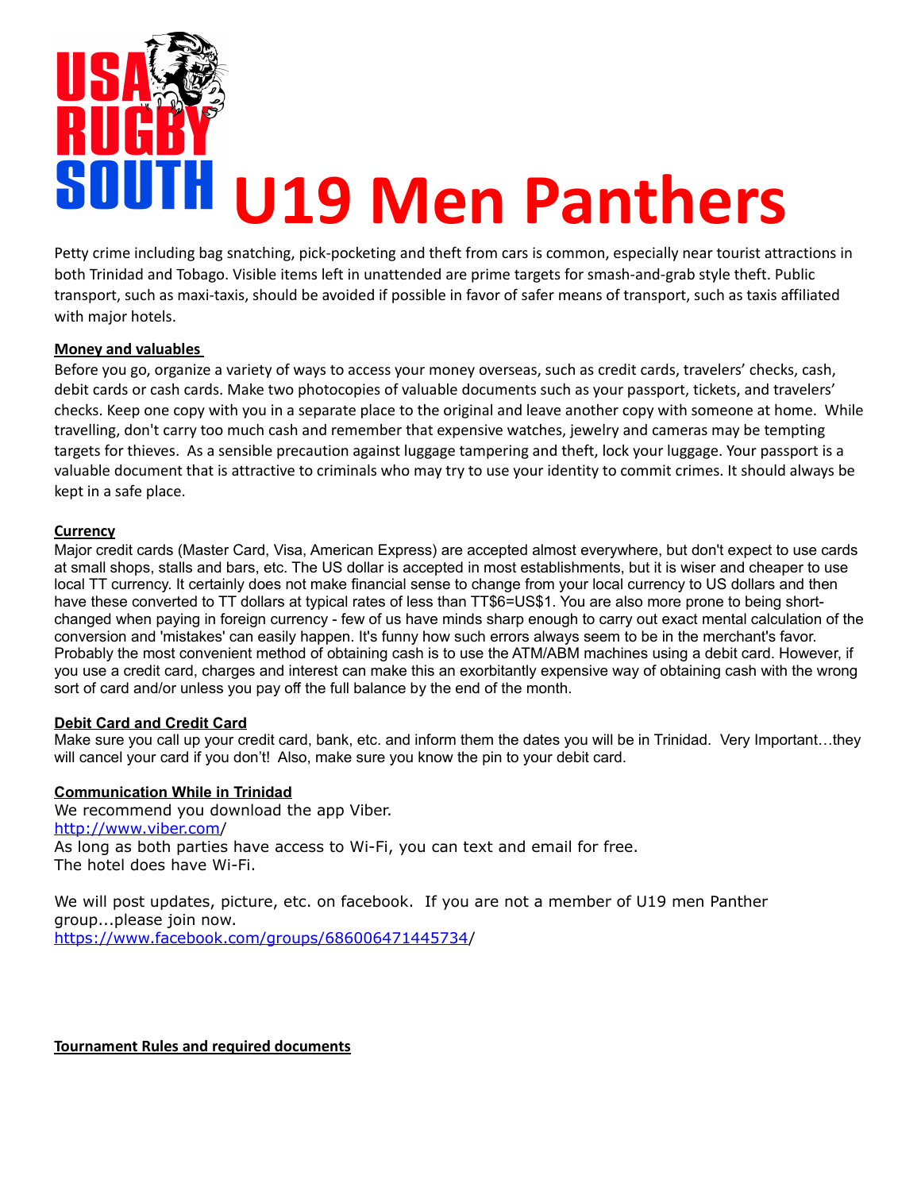# U19 Men Panthers

Petty crime including bag snatching, pick-pocketing and theft from cars is common, especially near tourist attractions in both Trinidad and Tobago. Visible items left in unattended are prime targets for smash-and-grab style theft. Public transport, such as maxi-taxis, should be avoided if possible in favor of safer means of transport, such as taxis affiliated with major hotels.

**Money and valuables**

Before you go, organize a variety of ways to access your money overseas, such as credit cards, travelers' checks, cash, debit cards or cash cards. Make two photocopies of valuable documents such as your passport, tickets, and travelers' checks. Keep one copy with you in a separate place to the original and leave another copy with someone at home. While travelling, don't carry too much cash and remember that expensive watches, jewelry and cameras may be tempting targets for thieves. As a sensible precaution against luggage tampering and theft, lock your luggage. Your passport is a valuable document that is attractive to criminals who may try to use your identity to commit crimes. It should always be kept in a safe place.

**Currency**

Major credit cards (Master Card, Visa, American Express) are accepted almost everywhere, but don't expect to use cards at small shops, stalls and bars, etc. The US dollar is accepted in most establishments, but it is wiser and cheaper to use local TT currency. It certainly does not make financial sense to change from your local currency to US dollars and then have these converted to TT dollars at typical rates of less than TT$6=US$1. You are also more prone to being short-changed when paying in foreign currency - few of us have minds sharp enough to carry out exact mental calculation of the conversion and 'mistakes' can easily happen. It's funny how such errors always seem to be in the merchant's favor. Probably the most convenient method of obtaining cash is to use the ATM/ABM machines using a debit card. However, if you use a credit card, charges and interest can make this an exorbitantly expensive way of obtaining cash with the wrong sort of card and/or unless you pay off the full balance by the end of the month.

**Debit Card and Credit Card**

Make sure you call up your credit card, bank, etc. and inform them the dates you will be in Trinidad. Very Important…they will cancel your card if you don't! Also, make sure you know the pin to your debit card.

**Communication While in Trinidad**

We recommend you download the app Viber.
http://www.viber.com/
As long as both parties have access to Wi-Fi, you can text and email for free.
The hotel does have Wi-Fi.

We will post updates, picture, etc. on facebook. If you are not a member of U19 men Panther group...please join now.
https://www.facebook.com/groups/686006471445734/

**Tournament Rules and required documents**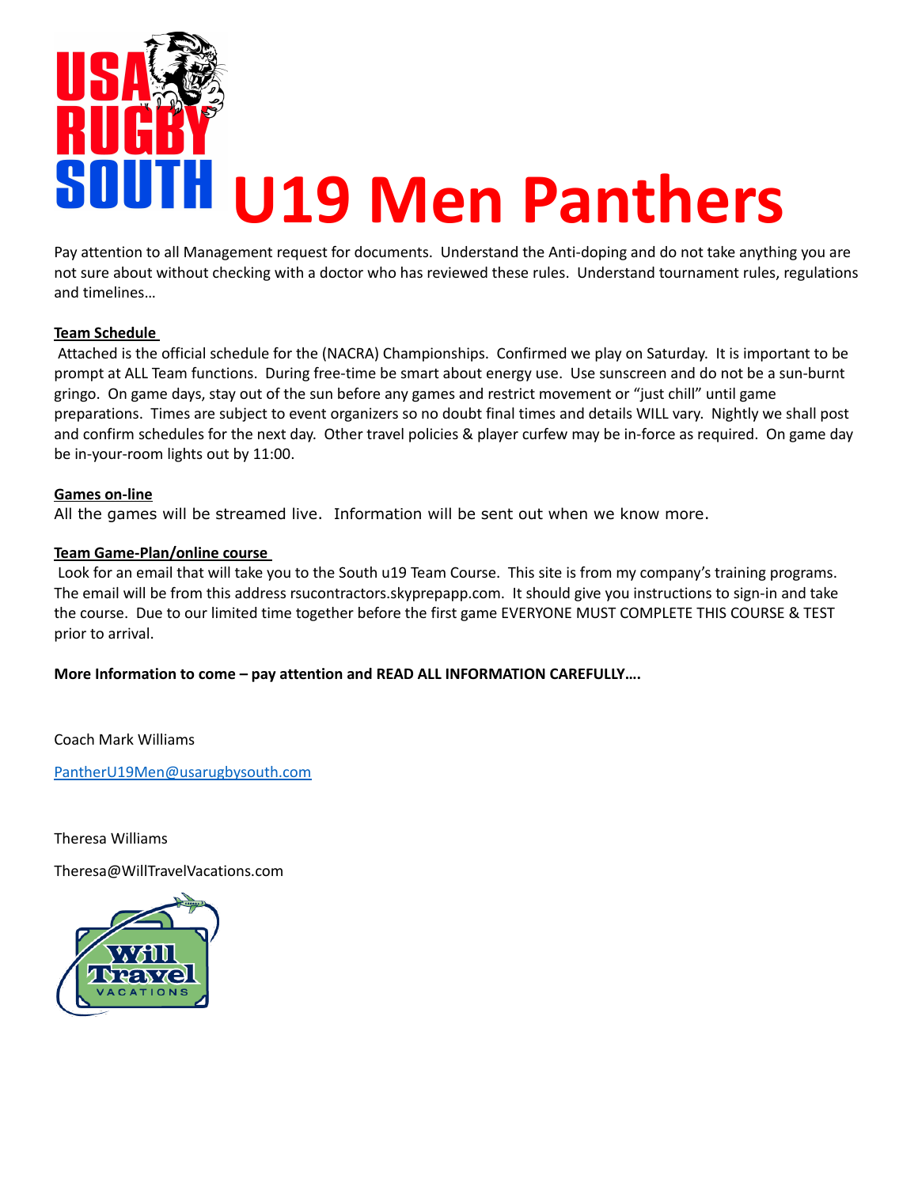# U19 Men Panthers

Pay attention to all Management request for documents. Understand the Anti-doping and do not take anything you are not sure about without checking with a doctor who has reviewed these rules. Understand tournament rules, regulations and timelines…

**Team Schedule**

Attached is the official schedule for the (NACRA) Championships. Confirmed we play on Saturday. It is important to be prompt at ALL Team functions. During free-time be smart about energy use. Use sunscreen and do not be a sun-burnt gringo. On game days, stay out of the sun before any games and restrict movement or "just chill" until game preparations. Times are subject to event organizers so no doubt final times and details WILL vary. Nightly we shall post and confirm schedules for the next day. Other travel policies & player curfew may be in-force as required. On game day be in-your-room lights out by 11:00.

**Games on-line**

All the games will be streamed live. Information will be sent out when we know more.

**Team Game-Plan/online course**

Look for an email that will take you to the South u19 Team Course. This site is from my company's training programs. The email will be from this address rsucontractors.skyprepapp.com. It should give you instructions to sign-in and take the course. Due to our limited time together before the first game EVERYONE MUST COMPLETE THIS COURSE & TEST prior to arrival.

**More Information to come – pay attention and READ ALL INFORMATION CAREFULLY….**

Coach Mark Williams

PantherU19Men@usarugbysouth.com

Theresa Williams

Theresa@WillTravelVacations.com